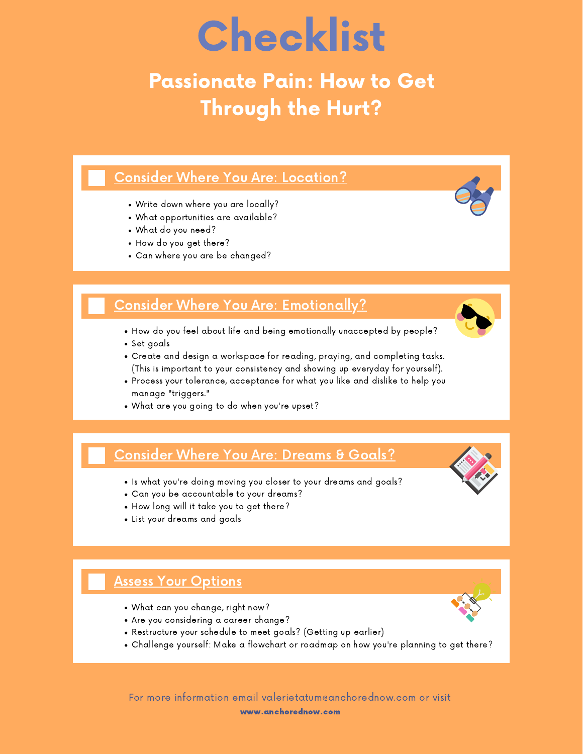# Checklist

## Passionate Pain: How to Get Through the Hurt?

### Consider Where You Are: Location?

- Write down where you are locally?
- What opportunities are available?
- What do you need?
- How do you get there?
- Can where you are be changed?

### Consider Where You Are: Emotionally?

- How do you feel about life and being emotionally unaccepted by people?
- Set goals
- Create and design a workspace for reading, praying, and completing tasks. (This is important to your consistency and showing up everyday for yourself).
- Process your tolerance, acceptance for what you like and dislike to help you manage "triggers."
- What are you going to do when you're upset?

### Consider Where You Are: Dreams & Goals?

- Is what you're doing moving you closer to your dreams and goals?
- Can you be accountable to your dreams?
- How long will it take you to get there?
- List your dreams and goals

### Assess Your Options

- What can you change, right now?
- Are you considering a career change?
- Restructure your schedule to meet goals? (Getting up earlier)
- Challenge yourself: Make a flowchart or roadmap on how you're planning to get there?

For more information email valerietatum@anchorednow.com or visit

**www.anchorednow.com**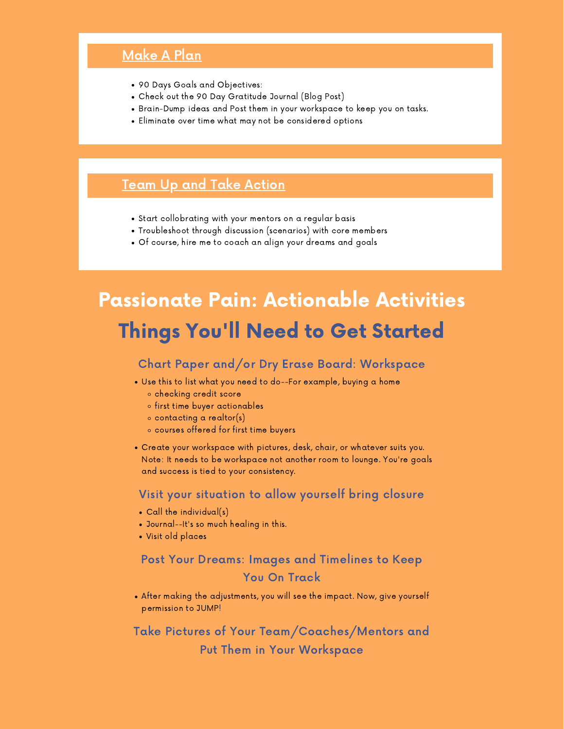## Make A Plan

- 90 Days Goals and Objectives:
- Check out the 90 Day Gratitude Journal (Blog Post)
- Brain-Dump ideas and Post them in your workspace to keep you on tasks.
- Eliminate over time what may not be considered options

## Team Up and Take Action

- Start collobrating with your mentors on a regular basis
- Troubleshoot through discussion (scenarios) with core members
- Of course, hire me to coach an align your dreams and goals

# Passionate Pain: Actionable Activities

# Things You'll Need to Get Started

### Chart Paper and/or Dry Erase Board: Workspace

- Use this to list what you need to do--For example, buying a home
  - checking credit score
  - first time buyer actionables
  - contacting a realtor(s)
  - courses offered for first time buyers
- Create your workspace with pictures, desk, chair, or whatever suits you. Note: It needs to be workspace not another room to lounge. You're goals and success is tied to your consistency.

### Visit your situation to allow yourself bring closure

- Call the individual(s)
- Journal--It's so much healing in this.
- Visit old places

### Post Your Dreams: Images and Timelines to Keep You On Track

- After making the adjustments, you will see the impact. Now, give yourself permission to JUMP!

### Take Pictures of Your Team/Coaches/Mentors and Put Them in Your Workspace